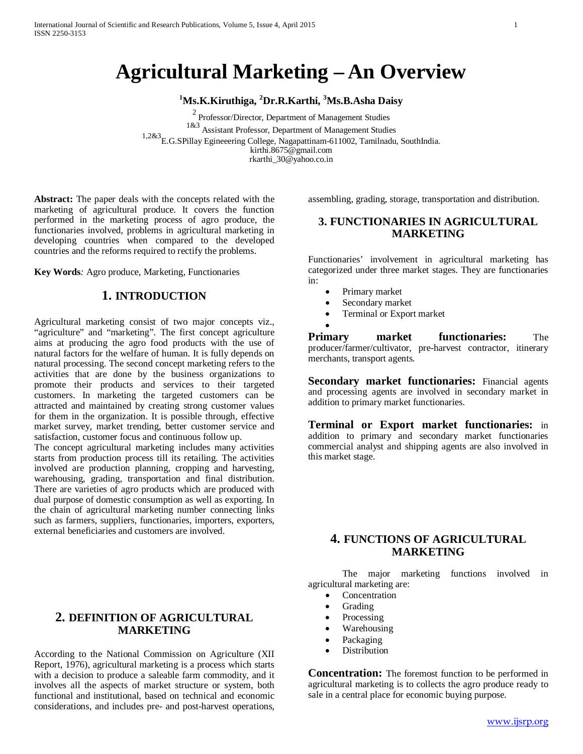# Agricultural Marketing – An Overview

**[1]Ms.K.Kiruthiga, [2]Dr.R.Karthi, [3]Ms.B.Asha Daisy**

[2] Professor/Director, Department of Management Studies
[1&3] Assistant Professor, Department of Management Studies
[1,2&3]E.G.SPillay Egineeering College, Nagapattinam-611002, Tamilnadu, SouthIndia.
kirthi.8675@gmail.com
rkarthi_30@yahoo.co.in

**Abstract:** The paper deals with the concepts related with the marketing of agricultural produce. It covers the function performed in the marketing process of agro produce, the functionaries involved, problems in agricultural marketing in developing countries when compared to the developed countries and the reforms required to rectify the problems.

**Key Words***:* Agro produce, Marketing, Functionaries

## 1. INTRODUCTION

Agricultural marketing consist of two major concepts viz., "agriculture" and "marketing". The first concept agriculture aims at producing the agro food products with the use of natural factors for the welfare of human. It is fully depends on natural processing. The second concept marketing refers to the activities that are done by the business organizations to promote their products and services to their targeted customers. In marketing the targeted customers can be attracted and maintained by creating strong customer values for them in the organization. It is possible through, effective market survey, market trending, better customer service and satisfaction, customer focus and continuous follow up.

The concept agricultural marketing includes many activities starts from production process till its retailing. The activities involved are production planning, cropping and harvesting, warehousing, grading, transportation and final distribution. There are varieties of agro products which are produced with dual purpose of domestic consumption as well as exporting. In the chain of agricultural marketing number connecting links such as farmers, suppliers, functionaries, importers, exporters, external beneficiaries and customers are involved.

## 2. DEFINITION OF AGRICULTURAL MARKETING

According to the National Commission on Agriculture (XII Report, 1976), agricultural marketing is a process which starts with a decision to produce a saleable farm commodity, and it involves all the aspects of market structure or system, both functional and institutional, based on technical and economic considerations, and includes pre- and post-harvest operations, assembling, grading, storage, transportation and distribution.

## 3. FUNCTIONARIES IN AGRICULTURAL MARKETING

Functionaries' involvement in agricultural marketing has categorized under three market stages. They are functionaries in:

- Primary market
- Secondary market
- Terminal or Export market

**Primary market functionaries:** The producer/farmer/cultivator, pre-harvest contractor, itinerary merchants, transport agents.

**Secondary market functionaries:** Financial agents and processing agents are involved in secondary market in addition to primary market functionaries.

**Terminal or Export market functionaries:** in addition to primary and secondary market functionaries commercial analyst and shipping agents are also involved in this market stage.

## 4. FUNCTIONS OF AGRICULTURAL MARKETING

The major marketing functions involved in agricultural marketing are:

- Concentration
- Grading
- Processing
- Warehousing
- Packaging
- Distribution

**Concentration:** The foremost function to be performed in agricultural marketing is to collects the agro produce ready to sale in a central place for economic buying purpose.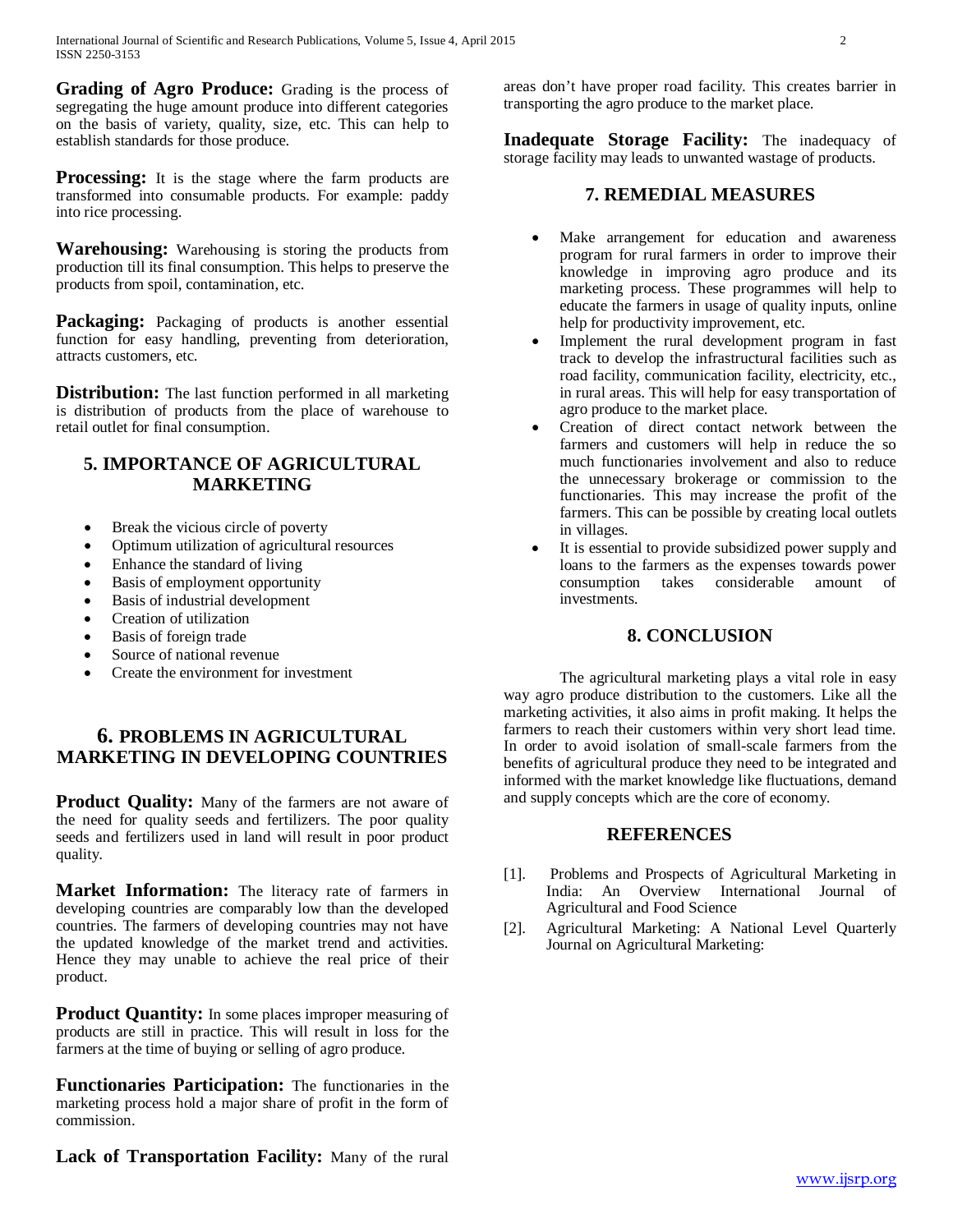**Grading of Agro Produce:** Grading is the process of segregating the huge amount produce into different categories on the basis of variety, quality, size, etc. This can help to establish standards for those produce.

**Processing:** It is the stage where the farm products are transformed into consumable products. For example: paddy into rice processing.

**Warehousing:** Warehousing is storing the products from production till its final consumption. This helps to preserve the products from spoil, contamination, etc.

**Packaging:** Packaging of products is another essential function for easy handling, preventing from deterioration, attracts customers, etc.

**Distribution:** The last function performed in all marketing is distribution of products from the place of warehouse to retail outlet for final consumption.

## 5. IMPORTANCE OF AGRICULTURAL MARKETING

- Break the vicious circle of poverty
- Optimum utilization of agricultural resources
- Enhance the standard of living
- Basis of employment opportunity
- Basis of industrial development
- Creation of utilization
- Basis of foreign trade
- Source of national revenue
- Create the environment for investment

## 6. PROBLEMS IN AGRICULTURAL MARKETING IN DEVELOPING COUNTRIES

**Product Quality:** Many of the farmers are not aware of the need for quality seeds and fertilizers. The poor quality seeds and fertilizers used in land will result in poor product quality.

**Market Information:** The literacy rate of farmers in developing countries are comparably low than the developed countries. The farmers of developing countries may not have the updated knowledge of the market trend and activities. Hence they may unable to achieve the real price of their product.

**Product Quantity:** In some places improper measuring of products are still in practice. This will result in loss for the farmers at the time of buying or selling of agro produce.

**Functionaries Participation:** The functionaries in the marketing process hold a major share of profit in the form of commission.

**Lack of Transportation Facility:** Many of the rural areas don't have proper road facility. This creates barrier in transporting the agro produce to the market place.

**Inadequate Storage Facility:** The inadequacy of storage facility may leads to unwanted wastage of products.

## 7. REMEDIAL MEASURES

- Make arrangement for education and awareness program for rural farmers in order to improve their knowledge in improving agro produce and its marketing process. These programmes will help to educate the farmers in usage of quality inputs, online help for productivity improvement, etc.
- Implement the rural development program in fast track to develop the infrastructural facilities such as road facility, communication facility, electricity, etc., in rural areas. This will help for easy transportation of agro produce to the market place.
- Creation of direct contact network between the farmers and customers will help in reduce the so much functionaries involvement and also to reduce the unnecessary brokerage or commission to the functionaries. This may increase the profit of the farmers. This can be possible by creating local outlets in villages.
- It is essential to provide subsidized power supply and loans to the farmers as the expenses towards power consumption takes considerable amount of investments.

## 8. CONCLUSION

The agricultural marketing plays a vital role in easy way agro produce distribution to the customers. Like all the marketing activities, it also aims in profit making. It helps the farmers to reach their customers within very short lead time. In order to avoid isolation of small-scale farmers from the benefits of agricultural produce they need to be integrated and informed with the market knowledge like fluctuations, demand and supply concepts which are the core of economy.

## REFERENCES

[1]. Problems and Prospects of Agricultural Marketing in India: An Overview International Journal of Agricultural and Food Science

[2]. Agricultural Marketing: A National Level Quarterly Journal on Agricultural Marketing: